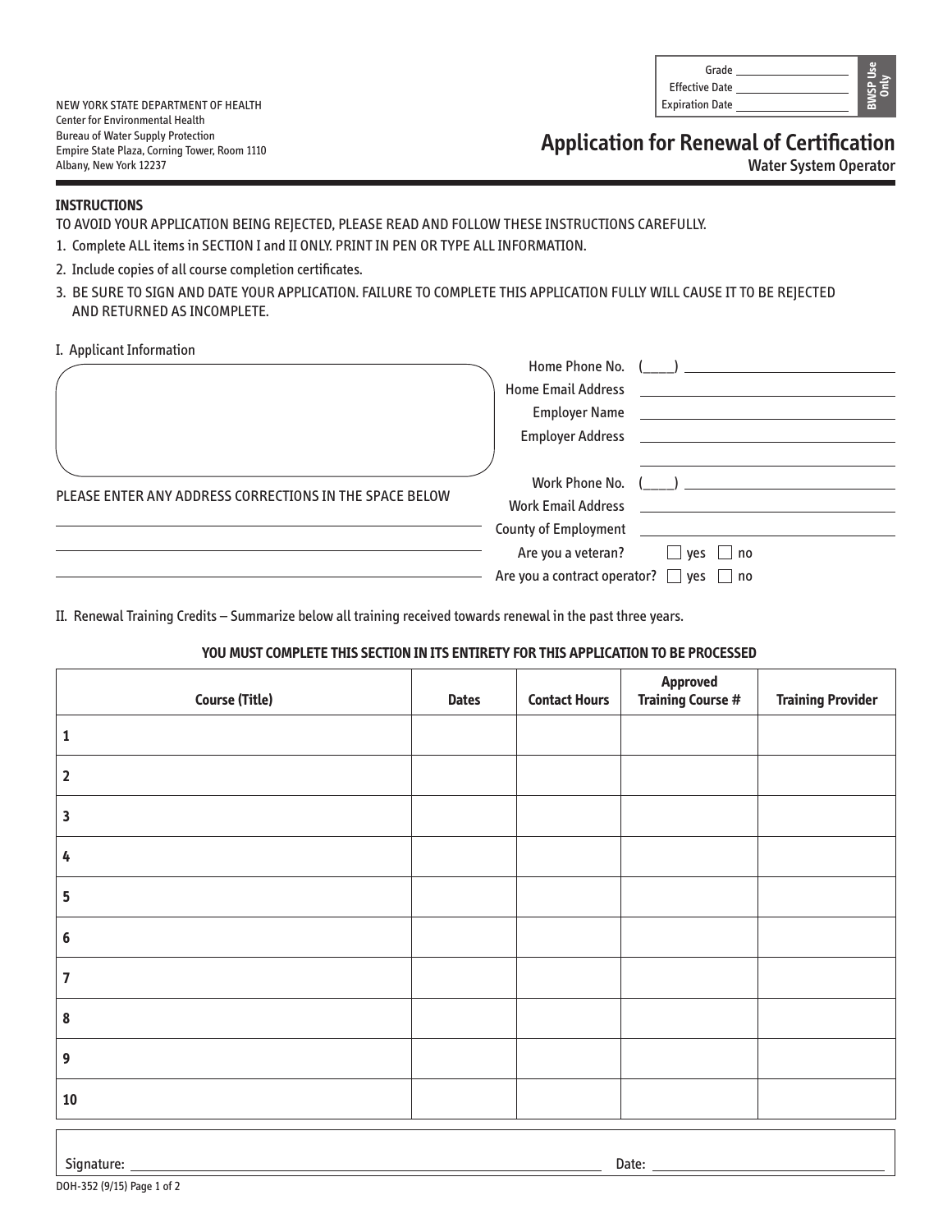| Grade | |
|---|---|
| Effective Date | |
| Expiration Date | |

BWSP Use Only

NEW YORK STATE DEPARTMENT OF HEALTH
Center for Environmental Health
Bureau of Water Supply Protection
Empire State Plaza, Corning Tower, Room 1110
Albany, New York 12237

# Application for Renewal of Certification

## Water System Operator

**INSTRUCTIONS**

TO AVOID YOUR APPLICATION BEING REJECTED, PLEASE READ AND FOLLOW THESE INSTRUCTIONS CAREFULLY.

1. Complete ALL items in SECTION I and II ONLY. PRINT IN PEN OR TYPE ALL INFORMATION.
2. Include copies of all course completion certificates.
3. BE SURE TO SIGN AND DATE YOUR APPLICATION. FAILURE TO COMPLETE THIS APPLICATION FULLY WILL CAUSE IT TO BE REJECTED AND RETURNED AS INCOMPLETE.

I. Applicant Information

PLEASE ENTER ANY ADDRESS CORRECTIONS IN THE SPACE BELOW

______________________________

______________________________

______________________________

Home Phone No. (____) ______________________

Home Email Address ______________________

Employer Name ______________________

Employer Address ______________________

______________________

Work Phone No. (____) ______________________

Work Email Address ______________________

County of Employment ______________________

Are you a veteran? ☐ yes ☐ no

Are you a contract operator? ☐ yes ☐ no

II. Renewal Training Credits – Summarize below all training received towards renewal in the past three years.

**YOU MUST COMPLETE THIS SECTION IN ITS ENTIRETY FOR THIS APPLICATION TO BE PROCESSED**

| Course (Title) | Dates | Contact Hours | Approved Training Course # | Training Provider |
|---|---|---|---|---|
| 1 | | | | |
| 2 | | | | |
| 3 | | | | |
| 4 | | | | |
| 5 | | | | |
| 6 | | | | |
| 7 | | | | |
| 8 | | | | |
| 9 | | | | |
| 10 | | | | |

Signature: ______________________________ Date: ______________________

DOH-352 (9/15)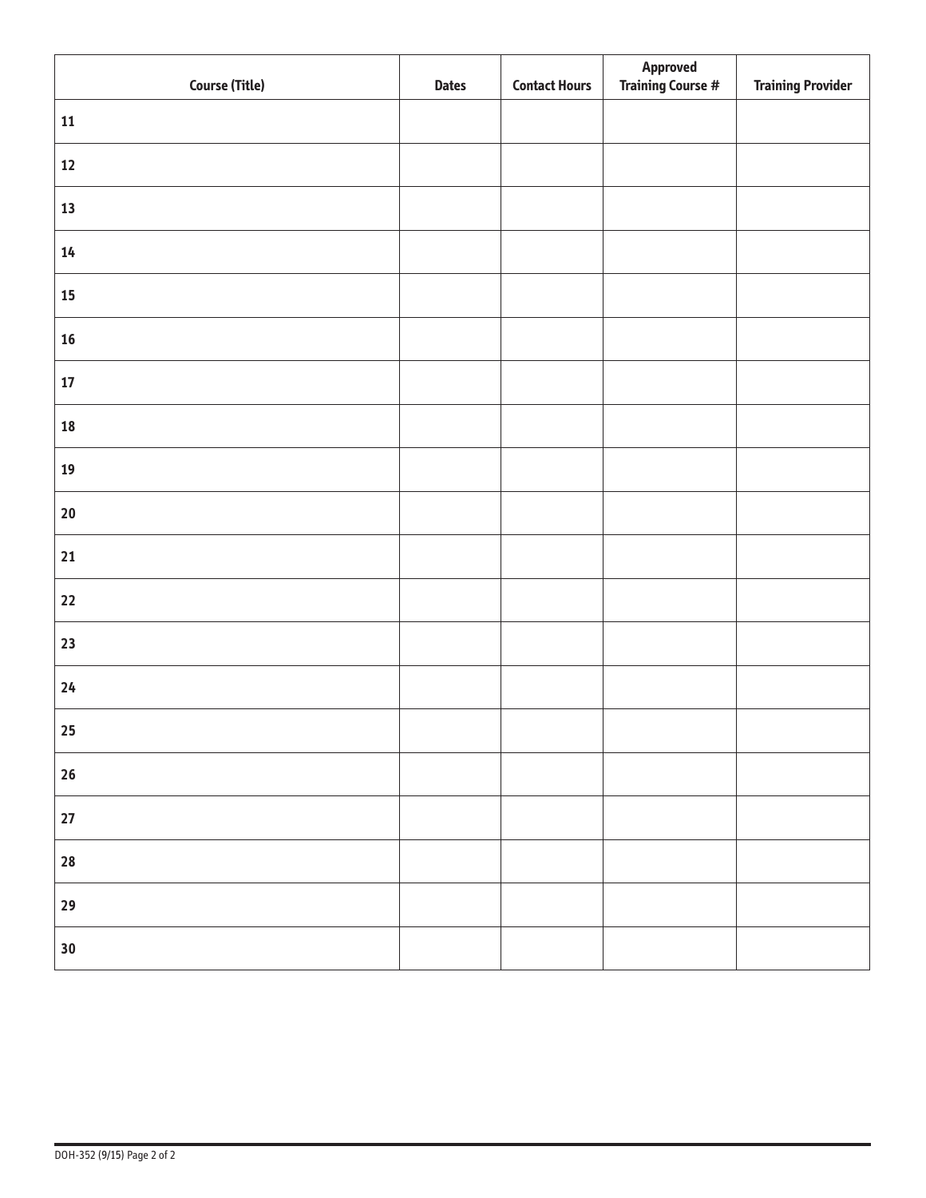| Course (Title) | Dates | Contact Hours | Approved Training Course # | Training Provider |
| --- | --- | --- | --- | --- |
| 11 | | | | |
| 12 | | | | |
| 13 | | | | |
| 14 | | | | |
| 15 | | | | |
| 16 | | | | |
| 17 | | | | |
| 18 | | | | |
| 19 | | | | |
| 20 | | | | |
| 21 | | | | |
| 22 | | | | |
| 23 | | | | |
| 24 | | | | |
| 25 | | | | |
| 26 | | | | |
| 27 | | | | |
| 28 | | | | |
| 29 | | | | |
| 30 | | | | |

DOH-352 (9/15)